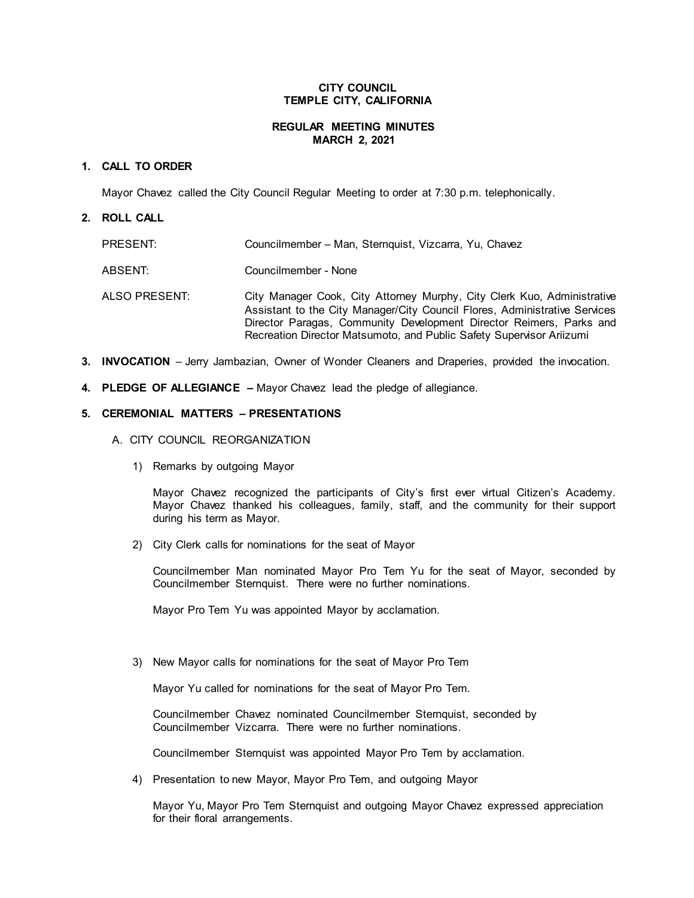**CITY COUNCIL**
**TEMPLE CITY, CALIFORNIA**

**REGULAR MEETING MINUTES**
**MARCH 2, 2021**

## 1. CALL TO ORDER

Mayor Chavez called the City Council Regular Meeting to order at 7:30 p.m. telephonically.

## 2. ROLL CALL

PRESENT: Councilmember – Man, Sternquist, Vizcarra, Yu, Chavez

ABSENT: Councilmember - None

ALSO PRESENT: City Manager Cook, City Attorney Murphy, City Clerk Kuo, Administrative Assistant to the City Manager/City Council Flores, Administrative Services Director Paragas, Community Development Director Reimers, Parks and Recreation Director Matsumoto, and Public Safety Supervisor Ariizumi

**3. INVOCATION** – Jerry Jambazian, Owner of Wonder Cleaners and Draperies, provided the invocation.

**4. PLEDGE OF ALLEGIANCE –** Mayor Chavez lead the pledge of allegiance.

## 5. CEREMONIAL MATTERS – PRESENTATIONS

A. CITY COUNCIL REORGANIZATION

1) Remarks by outgoing Mayor

Mayor Chavez recognized the participants of City's first ever virtual Citizen's Academy. Mayor Chavez thanked his colleagues, family, staff, and the community for their support during his term as Mayor.

2) City Clerk calls for nominations for the seat of Mayor

Councilmember Man nominated Mayor Pro Tem Yu for the seat of Mayor, seconded by Councilmember Sternquist. There were no further nominations.

Mayor Pro Tem Yu was appointed Mayor by acclamation.

3) New Mayor calls for nominations for the seat of Mayor Pro Tem

Mayor Yu called for nominations for the seat of Mayor Pro Tem.

Councilmember Chavez nominated Councilmember Sternquist, seconded by Councilmember Vizcarra. There were no further nominations.

Councilmember Sternquist was appointed Mayor Pro Tem by acclamation.

4) Presentation to new Mayor, Mayor Pro Tem, and outgoing Mayor

Mayor Yu, Mayor Pro Tem Sternquist and outgoing Mayor Chavez expressed appreciation for their floral arrangements.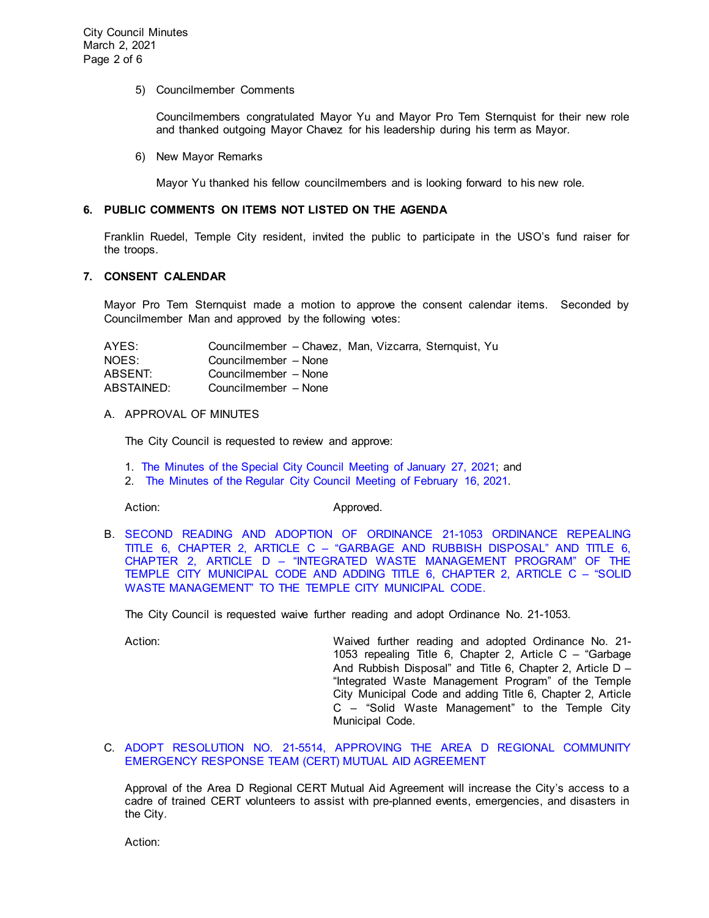5) Councilmember Comments

Councilmembers congratulated Mayor Yu and Mayor Pro Tem Sternquist for their new role and thanked outgoing Mayor Chavez for his leadership during his term as Mayor.

6) New Mayor Remarks

Mayor Yu thanked his fellow councilmembers and is looking forward to his new role.

## 6. PUBLIC COMMENTS ON ITEMS NOT LISTED ON THE AGENDA

Franklin Ruedel, Temple City resident, invited the public to participate in the USO's fund raiser for the troops.

## 7. CONSENT CALENDAR

Mayor Pro Tem Sternquist made a motion to approve the consent calendar items. Seconded by Councilmember Man and approved by the following votes:

| | |
|---|---|
| AYES: | Councilmember – Chavez, Man, Vizcarra, Sternquist, Yu |
| NOES: | Councilmember – None |
| ABSENT: | Councilmember – None |
| ABSTAINED: | Councilmember – None |

A. APPROVAL OF MINUTES

The City Council is requested to review and approve:

1. The Minutes of the Special City Council Meeting of January 27, 2021; and
2. The Minutes of the Regular City Council Meeting of February 16, 2021.

Action: Approved.

B. SECOND READING AND ADOPTION OF ORDINANCE 21-1053 ORDINANCE REPEALING TITLE 6, CHAPTER 2, ARTICLE C – "GARBAGE AND RUBBISH DISPOSAL" AND TITLE 6, CHAPTER 2, ARTICLE D – "INTEGRATED WASTE MANAGEMENT PROGRAM" OF THE TEMPLE CITY MUNICIPAL CODE AND ADDING TITLE 6, CHAPTER 2, ARTICLE C – "SOLID WASTE MANAGEMENT" TO THE TEMPLE CITY MUNICIPAL CODE.

The City Council is requested waive further reading and adopt Ordinance No. 21-1053.

Action: Waived further reading and adopted Ordinance No. 21-1053 repealing Title 6, Chapter 2, Article C – "Garbage And Rubbish Disposal" and Title 6, Chapter 2, Article D – "Integrated Waste Management Program" of the Temple City Municipal Code and adding Title 6, Chapter 2, Article C – "Solid Waste Management" to the Temple City Municipal Code.

C. ADOPT RESOLUTION NO. 21-5514, APPROVING THE AREA D REGIONAL COMMUNITY EMERGENCY RESPONSE TEAM (CERT) MUTUAL AID AGREEMENT

Approval of the Area D Regional CERT Mutual Aid Agreement will increase the City's access to a cadre of trained CERT volunteers to assist with pre-planned events, emergencies, and disasters in the City.

Action: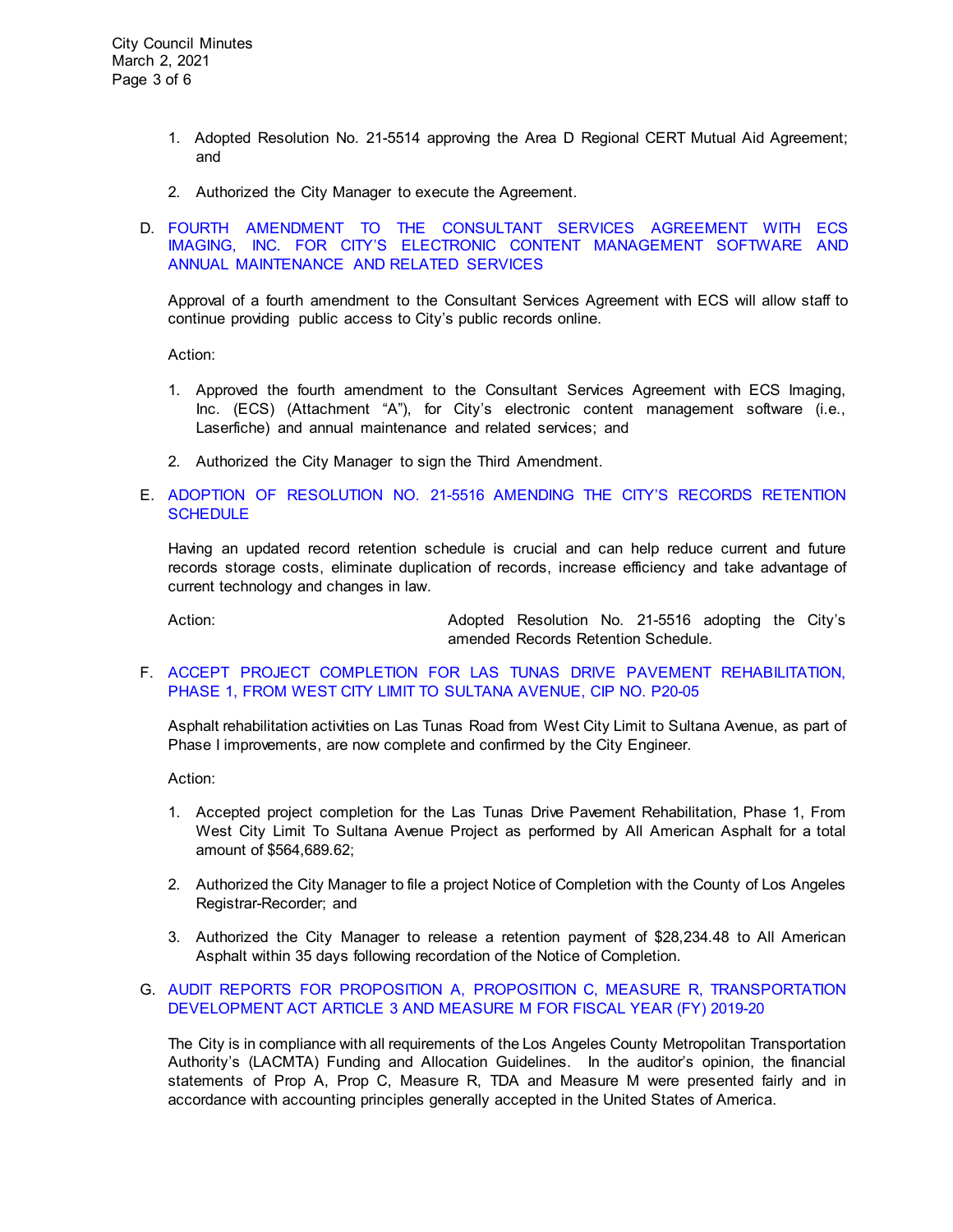1. Adopted Resolution No. 21-5514 approving the Area D Regional CERT Mutual Aid Agreement; and

2. Authorized the City Manager to execute the Agreement.

D. FOURTH AMENDMENT TO THE CONSULTANT SERVICES AGREEMENT WITH ECS IMAGING, INC. FOR CITY'S ELECTRONIC CONTENT MANAGEMENT SOFTWARE AND ANNUAL MAINTENANCE AND RELATED SERVICES

Approval of a fourth amendment to the Consultant Services Agreement with ECS will allow staff to continue providing public access to City's public records online.

Action:

1. Approved the fourth amendment to the Consultant Services Agreement with ECS Imaging, Inc. (ECS) (Attachment "A"), for City's electronic content management software (i.e., Laserfiche) and annual maintenance and related services; and

2. Authorized the City Manager to sign the Third Amendment.

E. ADOPTION OF RESOLUTION NO. 21-5516 AMENDING THE CITY'S RECORDS RETENTION SCHEDULE

Having an updated record retention schedule is crucial and can help reduce current and future records storage costs, eliminate duplication of records, increase efficiency and take advantage of current technology and changes in law.

Action: Adopted Resolution No. 21-5516 adopting the City's amended Records Retention Schedule.

F. ACCEPT PROJECT COMPLETION FOR LAS TUNAS DRIVE PAVEMENT REHABILITATION, PHASE 1, FROM WEST CITY LIMIT TO SULTANA AVENUE, CIP NO. P20-05

Asphalt rehabilitation activities on Las Tunas Road from West City Limit to Sultana Avenue, as part of Phase I improvements, are now complete and confirmed by the City Engineer.

Action:

1. Accepted project completion for the Las Tunas Drive Pavement Rehabilitation, Phase 1, From West City Limit To Sultana Avenue Project as performed by All American Asphalt for a total amount of $564,689.62;

2. Authorized the City Manager to file a project Notice of Completion with the County of Los Angeles Registrar-Recorder; and

3. Authorized the City Manager to release a retention payment of $28,234.48 to All American Asphalt within 35 days following recordation of the Notice of Completion.

G. AUDIT REPORTS FOR PROPOSITION A, PROPOSITION C, MEASURE R, TRANSPORTATION DEVELOPMENT ACT ARTICLE 3 AND MEASURE M FOR FISCAL YEAR (FY) 2019-20

The City is in compliance with all requirements of the Los Angeles County Metropolitan Transportation Authority's (LACMTA) Funding and Allocation Guidelines. In the auditor's opinion, the financial statements of Prop A, Prop C, Measure R, TDA and Measure M were presented fairly and in accordance with accounting principles generally accepted in the United States of America.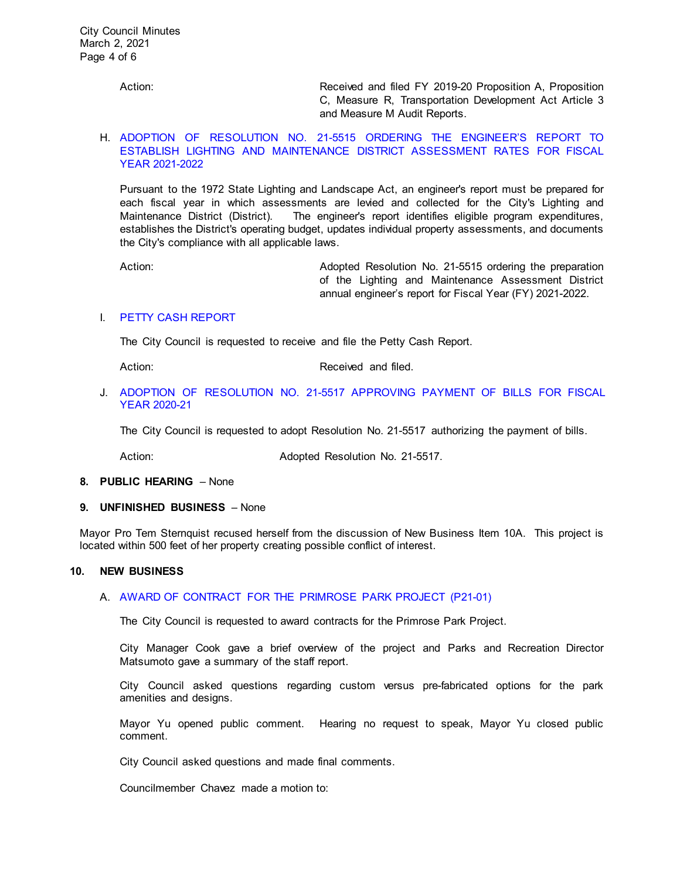Action: Received and filed FY 2019-20 Proposition A, Proposition C, Measure R, Transportation Development Act Article 3 and Measure M Audit Reports.

H. ADOPTION OF RESOLUTION NO. 21-5515 ORDERING THE ENGINEER'S REPORT TO ESTABLISH LIGHTING AND MAINTENANCE DISTRICT ASSESSMENT RATES FOR FISCAL YEAR 2021-2022

Pursuant to the 1972 State Lighting and Landscape Act, an engineer's report must be prepared for each fiscal year in which assessments are levied and collected for the City's Lighting and Maintenance District (District). The engineer's report identifies eligible program expenditures, establishes the District's operating budget, updates individual property assessments, and documents the City's compliance with all applicable laws.

Action: Adopted Resolution No. 21-5515 ordering the preparation of the Lighting and Maintenance Assessment District annual engineer's report for Fiscal Year (FY) 2021-2022.

I. PETTY CASH REPORT

The City Council is requested to receive and file the Petty Cash Report.

Action: Received and filed.

J. ADOPTION OF RESOLUTION NO. 21-5517 APPROVING PAYMENT OF BILLS FOR FISCAL YEAR 2020-21

The City Council is requested to adopt Resolution No. 21-5517 authorizing the payment of bills.

Action: Adopted Resolution No. 21-5517.

**8. PUBLIC HEARING** – None

**9. UNFINISHED BUSINESS** – None

Mayor Pro Tem Sternquist recused herself from the discussion of New Business Item 10A. This project is located within 500 feet of her property creating possible conflict of interest.

**10. NEW BUSINESS**

A. AWARD OF CONTRACT FOR THE PRIMROSE PARK PROJECT (P21-01)

The City Council is requested to award contracts for the Primrose Park Project.

City Manager Cook gave a brief overview of the project and Parks and Recreation Director Matsumoto gave a summary of the staff report.

City Council asked questions regarding custom versus pre-fabricated options for the park amenities and designs.

Mayor Yu opened public comment. Hearing no request to speak, Mayor Yu closed public comment.

City Council asked questions and made final comments.

Councilmember Chavez made a motion to: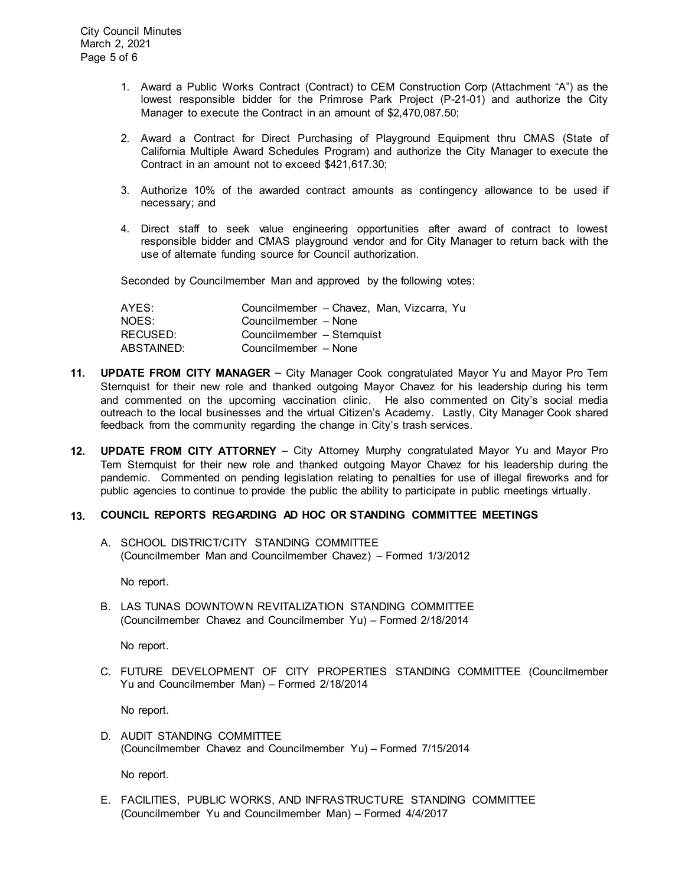1. Award a Public Works Contract (Contract) to CEM Construction Corp (Attachment "A") as the lowest responsible bidder for the Primrose Park Project (P-21-01) and authorize the City Manager to execute the Contract in an amount of $2,470,087.50;

2. Award a Contract for Direct Purchasing of Playground Equipment thru CMAS (State of California Multiple Award Schedules Program) and authorize the City Manager to execute the Contract in an amount not to exceed $421,617.30;

3. Authorize 10% of the awarded contract amounts as contingency allowance to be used if necessary; and

4. Direct staff to seek value engineering opportunities after award of contract to lowest responsible bidder and CMAS playground vendor and for City Manager to return back with the use of alternate funding source for Council authorization.

Seconded by Councilmember Man and approved by the following votes:

| | |
|---|---|
| AYES: | Councilmember – Chavez, Man, Vizcarra, Yu |
| NOES: | Councilmember – None |
| RECUSED: | Councilmember – Sternquist |
| ABSTAINED: | Councilmember – None |

**11. UPDATE FROM CITY MANAGER** – City Manager Cook congratulated Mayor Yu and Mayor Pro Tem Sternquist for their new role and thanked outgoing Mayor Chavez for his leadership during his term and commented on the upcoming vaccination clinic. He also commented on City's social media outreach to the local businesses and the virtual Citizen's Academy. Lastly, City Manager Cook shared feedback from the community regarding the change in City's trash services.

**12. UPDATE FROM CITY ATTORNEY** – City Attorney Murphy congratulated Mayor Yu and Mayor Pro Tem Sternquist for their new role and thanked outgoing Mayor Chavez for his leadership during the pandemic. Commented on pending legislation relating to penalties for use of illegal fireworks and for public agencies to continue to provide the public the ability to participate in public meetings virtually.

**13. COUNCIL REPORTS REGARDING AD HOC OR STANDING COMMITTEE MEETINGS**

A. SCHOOL DISTRICT/CITY STANDING COMMITTEE (Councilmember Man and Councilmember Chavez) – Formed 1/3/2012

No report.

B. LAS TUNAS DOWNTOWN REVITALIZATION STANDING COMMITTEE (Councilmember Chavez and Councilmember Yu) – Formed 2/18/2014

No report.

C. FUTURE DEVELOPMENT OF CITY PROPERTIES STANDING COMMITTEE (Councilmember Yu and Councilmember Man) – Formed 2/18/2014

No report.

D. AUDIT STANDING COMMITTEE (Councilmember Chavez and Councilmember Yu) – Formed 7/15/2014

No report.

E. FACILITIES, PUBLIC WORKS, AND INFRASTRUCTURE STANDING COMMITTEE (Councilmember Yu and Councilmember Man) – Formed 4/4/2017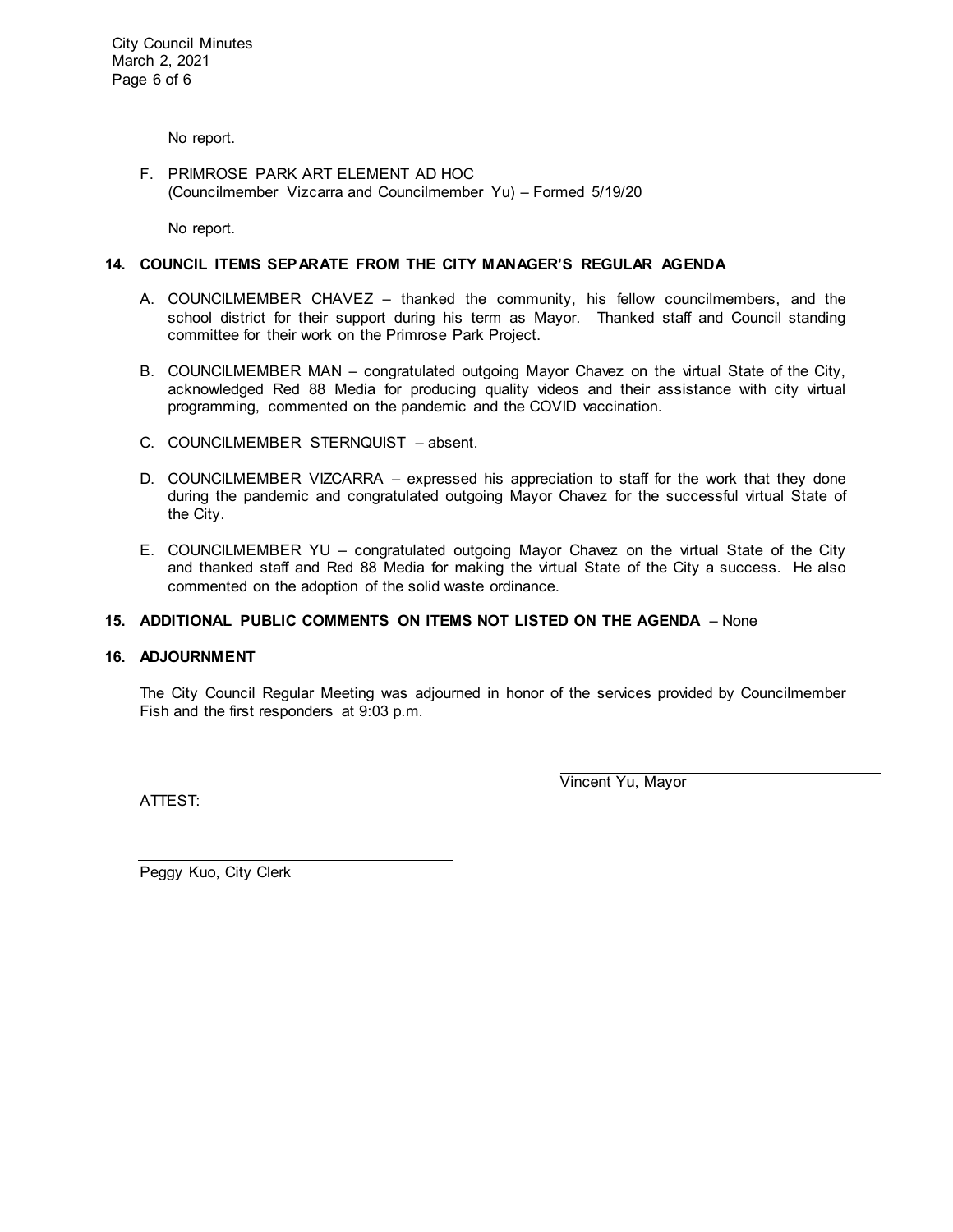No report.

F. PRIMROSE PARK ART ELEMENT AD HOC
(Councilmember Vizcarra and Councilmember Yu) – Formed 5/19/20

No report.

**14. COUNCIL ITEMS SEPARATE FROM THE CITY MANAGER'S REGULAR AGENDA**

A. COUNCILMEMBER CHAVEZ – thanked the community, his fellow councilmembers, and the school district for their support during his term as Mayor. Thanked staff and Council standing committee for their work on the Primrose Park Project.

B. COUNCILMEMBER MAN – congratulated outgoing Mayor Chavez on the virtual State of the City, acknowledged Red 88 Media for producing quality videos and their assistance with city virtual programming, commented on the pandemic and the COVID vaccination.

C. COUNCILMEMBER STERNQUIST – absent.

D. COUNCILMEMBER VIZCARRA – expressed his appreciation to staff for the work that they done during the pandemic and congratulated outgoing Mayor Chavez for the successful virtual State of the City.

E. COUNCILMEMBER YU – congratulated outgoing Mayor Chavez on the virtual State of the City and thanked staff and Red 88 Media for making the virtual State of the City a success. He also commented on the adoption of the solid waste ordinance.

**15. ADDITIONAL PUBLIC COMMENTS ON ITEMS NOT LISTED ON THE AGENDA** – None

**16. ADJOURNMENT**

The City Council Regular Meeting was adjourned in honor of the services provided by Councilmember Fish and the first responders at 9:03 p.m.

Vincent Yu, Mayor

ATTEST:

Peggy Kuo, City Clerk